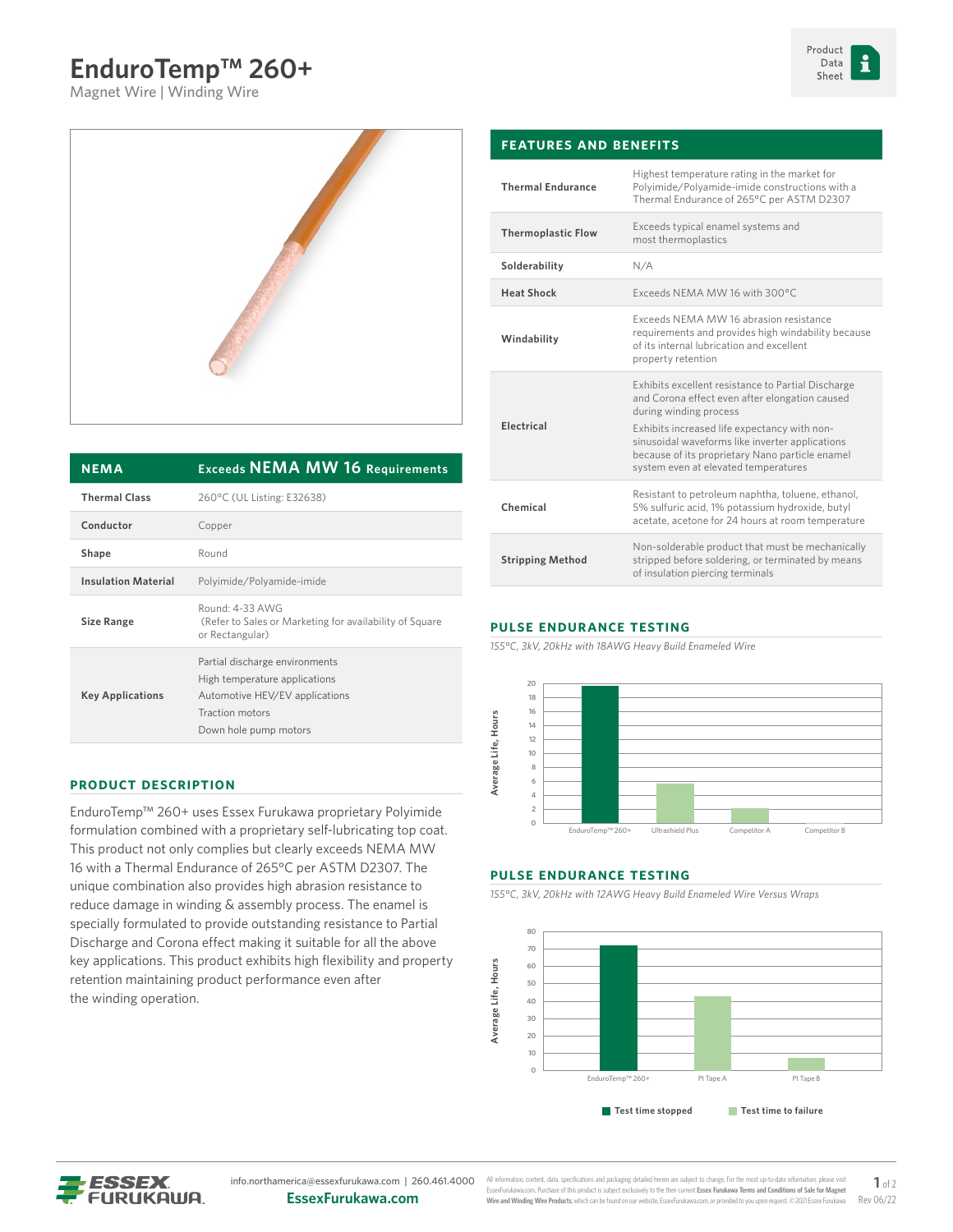# EnduroTemp™ 260+

Magnet Wire | Winding Wire

Product Data Sheet

| NEMA | Exceeds NEMA MW 16 Requirements |
|---|---|
| Thermal Class | 260°C (UL Listing: E32638) |
| Conductor | Copper |
| Shape | Round |
| Insulation Material | Polyimide/Polyamide-imide |
| Size Range | Round: 4-33 AWG (Refer to Sales or Marketing for availability of Square or Rectangular) |
| Key Applications | Partial discharge environments<br>High temperature applications<br>Automotive HEV/EV applications<br>Traction motors<br>Down hole pump motors |

## PRODUCT DESCRIPTION

EnduroTemp™ 260+ uses Essex Furukawa proprietary Polyimide formulation combined with a proprietary self-lubricating top coat. This product not only complies but clearly exceeds NEMA MW 16 with a Thermal Endurance of 265°C per ASTM D2307. The unique combination also provides high abrasion resistance to reduce damage in winding & assembly process. The enamel is specially formulated to provide outstanding resistance to Partial Discharge and Corona effect making it suitable for all the above key applications. This product exhibits high flexibility and property retention maintaining product performance even after the winding operation.

## FEATURES AND BENEFITS

| Feature | Benefit |
|---|---|
| Thermal Endurance | Highest temperature rating in the market for Polyimide/Polyamide-imide constructions with a Thermal Endurance of 265°C per ASTM D2307 |
| Thermoplastic Flow | Exceeds typical enamel systems and most thermoplastics |
| Solderability | N/A |
| Heat Shock | Exceeds NEMA MW 16 with 300°C |
| Windability | Exceeds NEMA MW 16 abrasion resistance requirements and provides high windability because of its internal lubrication and excellent property retention |
| Electrical | Exhibits excellent resistance to Partial Discharge and Corona effect even after elongation caused during winding process<br>Exhibits increased life expectancy with non-sinusoidal waveforms like inverter applications because of its proprietary Nano particle enamel system even at elevated temperatures |
| Chemical | Resistant to petroleum naphtha, toluene, ethanol, 5% sulfuric acid, 1% potassium hydroxide, butyl acetate, acetone for 24 hours at room temperature |
| Stripping Method | Non-solderable product that must be mechanically stripped before soldering, or terminated by means of insulation piercing terminals |

## PULSE ENDURANCE TESTING

*155°C, 3kV, 20kHz with 18AWG Heavy Build Enameled Wire*

Average Life, Hours: EnduroTemp™ 260+, Ultrashield Plus, Competitor A, Competitor B

## PULSE ENDURANCE TESTING

*155°C, 3kV, 20kHz with 12AWG Heavy Build Enameled Wire Versus Wraps*

Average Life, Hours: EnduroTemp™ 260+, PI Tape A, PI Tape B

■ Test time stopped ■ Test time to failure

info.northamerica@essexfurukawa.com | 260.461.4000

EssexFurukawa.com

All information, content, data, specifications and packaging detailed herein are subject to change. For the most up-to-date information, please visit EssexFurukawa.com. Purchase of this product is subject exclusively to the then current Essex Furukawa Terms and Conditions of Sale for Magnet Wire and Winding Wire Products, which can be found on our website, EssexFurukawa.com, or provided to you upon request. ©2021 Essex Furukawa

Rev 06/22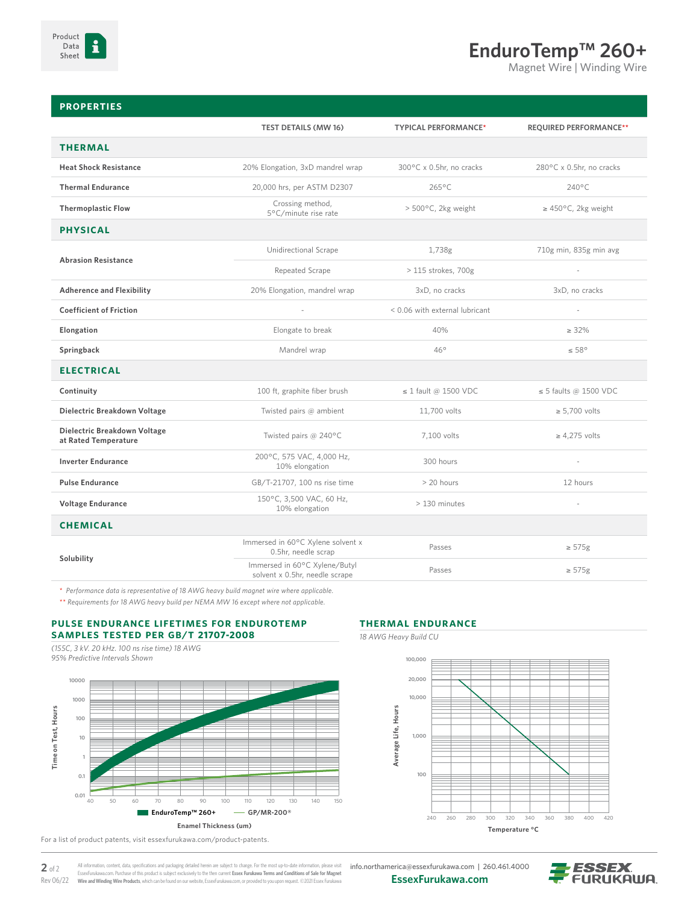# EnduroTemp™ 260+

Magnet Wire | Winding Wire

## PROPERTIES

| | TEST DETAILS (MW 16) | TYPICAL PERFORMANCE* | REQUIRED PERFORMANCE** |
|---|---|---|---|
| **THERMAL** | | | |
| **Heat Shock Resistance** | 20% Elongation, 3xD mandrel wrap | 300°C x 0.5hr, no cracks | 280°C x 0.5hr, no cracks |
| **Thermal Endurance** | 20,000 hrs, per ASTM D2307 | 265°C | 240°C |
| **Thermoplastic Flow** | Crossing method, 5°C/minute rise rate | > 500°C, 2kg weight | ≥ 450°C, 2kg weight |
| **PHYSICAL** | | | |
| **Abrasion Resistance** | Unidirectional Scrape | 1,738g | 710g min, 835g min avg |
| | Repeated Scrape | > 115 strokes, 700g | - |
| **Adherence and Flexibility** | 20% Elongation, mandrel wrap | 3xD, no cracks | 3xD, no cracks |
| **Coefficient of Friction** | - | < 0.06 with external lubricant | - |
| **Elongation** | Elongate to break | 40% | ≥ 32% |
| **Springback** | Mandrel wrap | 46° | ≤ 58° |
| **ELECTRICAL** | | | |
| **Continuity** | 100 ft, graphite fiber brush | ≤ 1 fault @ 1500 VDC | ≤ 5 faults @ 1500 VDC |
| **Dielectric Breakdown Voltage** | Twisted pairs @ ambient | 11,700 volts | ≥ 5,700 volts |
| **Dielectric Breakdown Voltage at Rated Temperature** | Twisted pairs @ 240°C | 7,100 volts | ≥ 4,275 volts |
| **Inverter Endurance** | 200°C, 575 VAC, 4,000 Hz, 10% elongation | 300 hours | - |
| **Pulse Endurance** | GB/T-21707, 100 ns rise time | > 20 hours | 12 hours |
| **Voltage Endurance** | 150°C, 3,500 VAC, 60 Hz, 10% elongation | > 130 minutes | - |
| **CHEMICAL** | | | |
| **Solubility** | Immersed in 60°C Xylene solvent x 0.5hr, needle scrap | Passes | ≥ 575g |
| | Immersed in 60°C Xylene/Butyl solvent x 0.5hr, needle scrape | Passes | ≥ 575g |

\* *Performance data is representative of 18 AWG heavy build magnet wire where applicable.*

\*\* *Requirements for 18 AWG heavy build per NEMA MW 16 except where not applicable.*

### PULSE ENDURANCE LIFETIMES FOR ENDUROTEMP SAMPLES TESTED PER GB/T 21707-2008

*(155C, 3 kV. 20 kHz. 100 ns rise time) 18 AWG*
*95% Predictive Intervals Shown*

Time on Test, Hours
10000
1000
100
10
1
0.1
0.01
40 50 60 70 80 90 100 110 120 130 140 150
EnduroTemp™ 260+
GP/MR-200®
Enamel Thickness (um)

### THERMAL ENDURANCE

*18 AWG Heavy Build CU*

Average Life, Hours
100,000
20,000
10,000
1,000
100
240 260 280 300 320 340 360 380 400 420
Temperature °C

For a list of product patents, visit essexfurukawa.com/product-patents.

All information, content, data, specifications and packaging detailed herein are subject to change. For the most up-to-date information, please visit EssexFurukawa.com. Purchase of this product is subject exclusively to the then current **Essex Furukawa Terms and Conditions of Sale for Magnet Wire and Winding Wire Products**, which can be found on our website, EssexFurukawa.com, or provided to you upon request. ©2021 Essex Furukawa

Rev 06/22

info.northamerica@essexfurukawa.com | 260.461.4000

**EssexFurukawa.com**